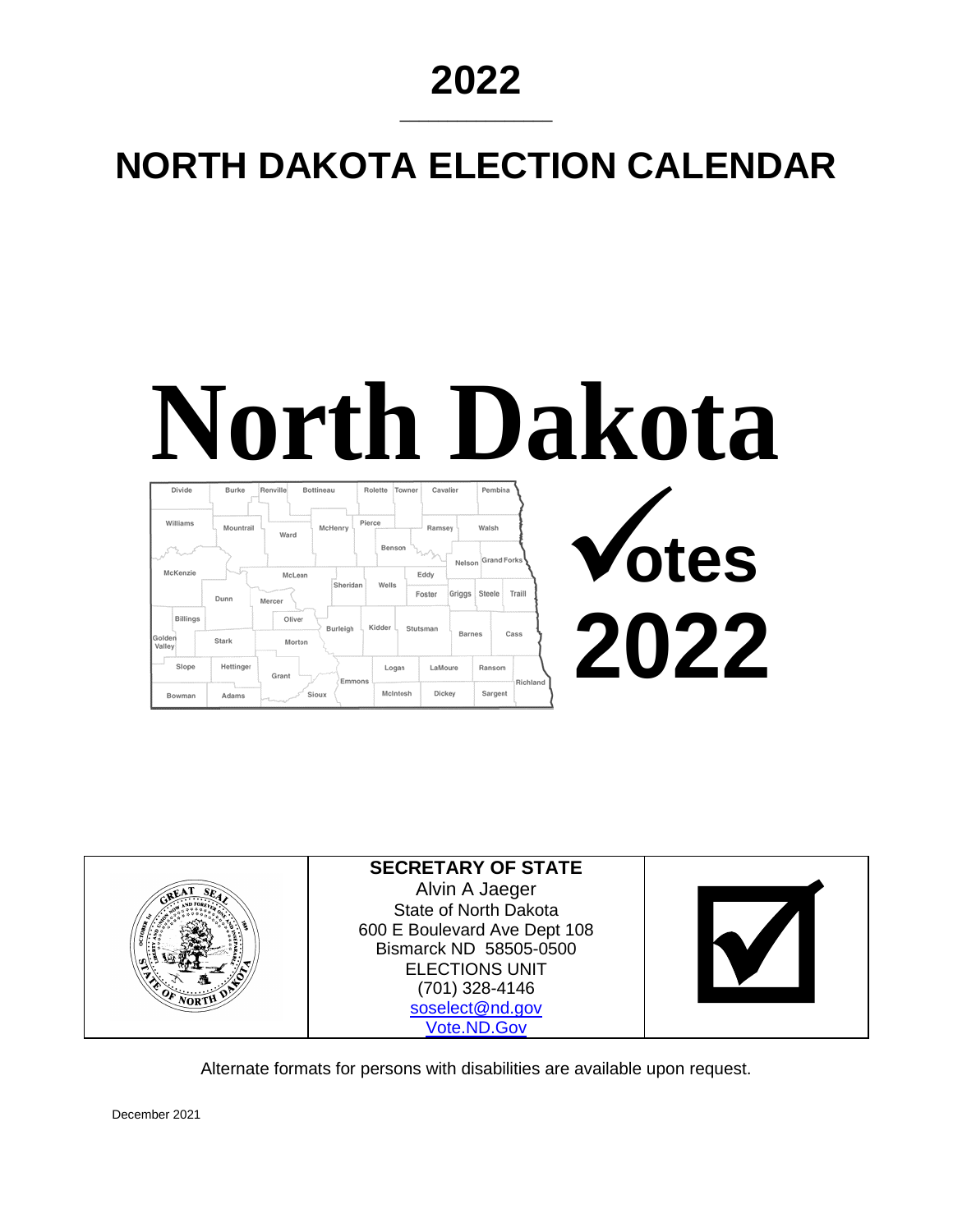# 2022

# NORTH DAKOTA ELECTION CALENDAR

**North Dakota**

**Votes 2022**

| | SECRETARY OF STATE<br>Alvin A Jaeger<br>State of North Dakota<br>600 E Boulevard Ave Dept 108<br>Bismarck ND 58505-0500<br>ELECTIONS UNIT<br>(701) 328-4146<br>soselect@nd.gov<br>Vote.ND.Gov | |
|---|---|---|

Alternate formats for persons with disabilities are available upon request.

December 2021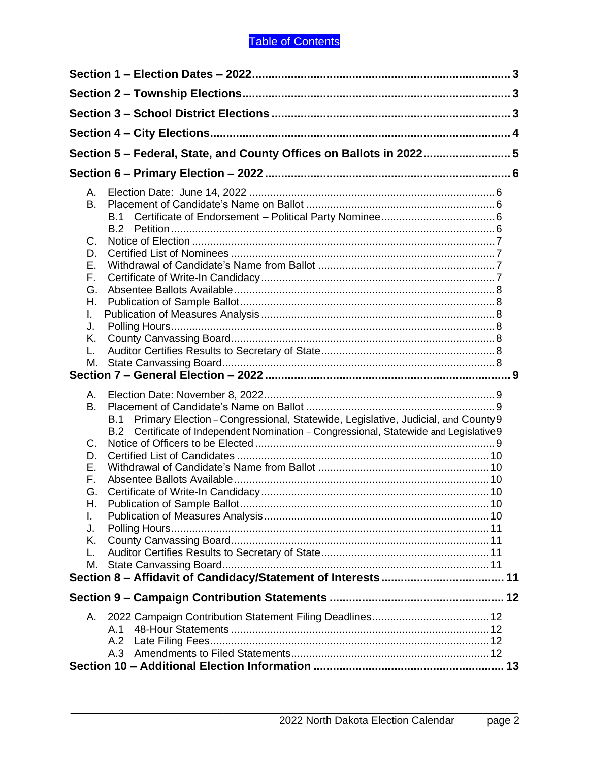# Table of Contents

**Section 1 – Election Dates – 2022** ... 3

**Section 2 – Township Elections** ... 3

**Section 3 – School District Elections** ... 3

**Section 4 – City Elections** ... 4

**Section 5 – Federal, State, and County Offices on Ballots in 2022** ... 5

**Section 6 – Primary Election – 2022** ... 6

- A. Election Date: June 14, 2022 ... 6
- B. Placement of Candidate's Name on Ballot ... 6
  - B.1 Certificate of Endorsement – Political Party Nominee ... 6
  - B.2 Petition ... 6
- C. Notice of Election ... 7
- D. Certified List of Nominees ... 7
- E. Withdrawal of Candidate's Name from Ballot ... 7
- F. Certificate of Write-In Candidacy ... 7
- G. Absentee Ballots Available ... 8
- H. Publication of Sample Ballot ... 8
- I. Publication of Measures Analysis ... 8
- J. Polling Hours ... 8
- K. County Canvassing Board ... 8
- L. Auditor Certifies Results to Secretary of State ... 8
- M. State Canvassing Board ... 8

**Section 7 – General Election – 2022** ... 9

- A. Election Date: November 8, 2022 ... 9
- B. Placement of Candidate's Name on Ballot ... 9
  - B.1 Primary Election – Congressional, Statewide, Legislative, Judicial, and County ... 9
  - B.2 Certificate of Independent Nomination – Congressional, Statewide and Legislative ... 9
- C. Notice of Officers to be Elected ... 9
- D. Certified List of Candidates ... 10
- E. Withdrawal of Candidate's Name from Ballot ... 10
- F. Absentee Ballots Available ... 10
- G. Certificate of Write-In Candidacy ... 10
- H. Publication of Sample Ballot ... 10
- I. Publication of Measures Analysis ... 10
- J. Polling Hours ... 11
- K. County Canvassing Board ... 11
- L. Auditor Certifies Results to Secretary of State ... 11
- M. State Canvassing Board ... 11

**Section 8 – Affidavit of Candidacy/Statement of Interests** ... 11

**Section 9 – Campaign Contribution Statements** ... 12

- A. 2022 Campaign Contribution Statement Filing Deadlines ... 12
  - A.1 48-Hour Statements ... 12
  - A.2 Late Filing Fees ... 12
  - A.3 Amendments to Filed Statements ... 12

**Section 10 – Additional Election Information** ... 13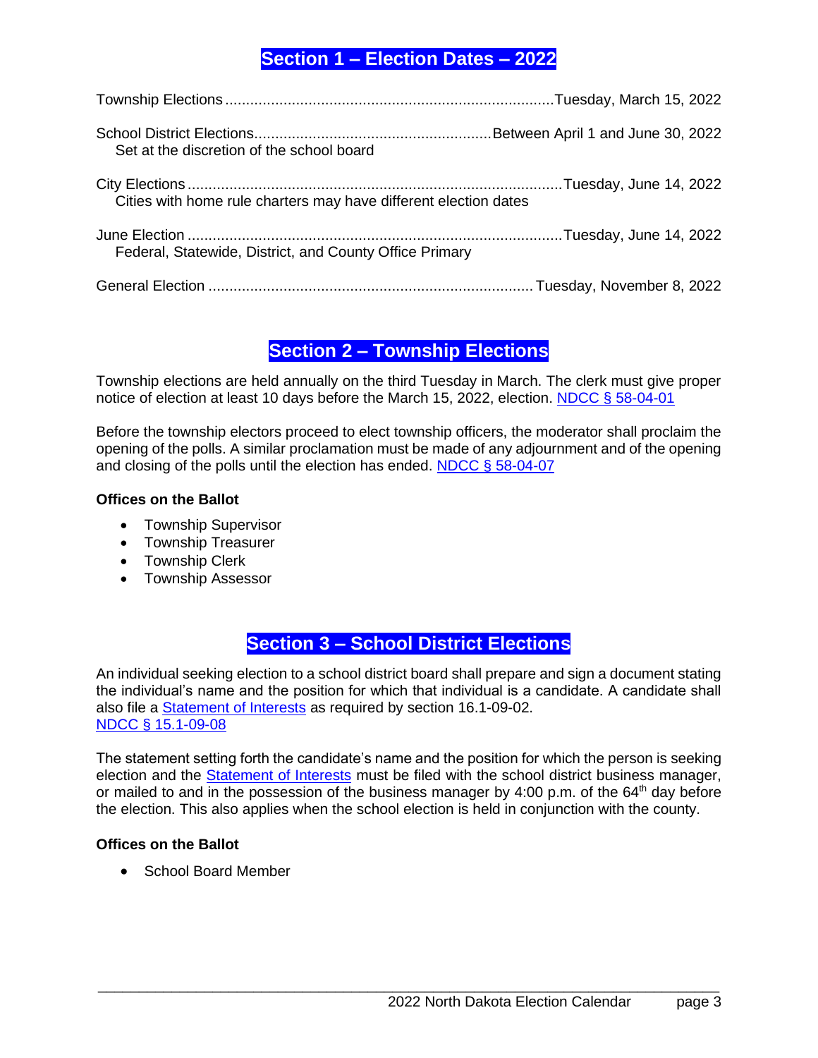## Section 1 – Election Dates – 2022

| Election | Date |
| --- | --- |
| Township Elections | Tuesday, March 15, 2022 |
| School District Elections<br>Set at the discretion of the school board | Between April 1 and June 30, 2022 |
| City Elections<br>Cities with home rule charters may have different election dates | Tuesday, June 14, 2022 |
| June Election<br>Federal, Statewide, District, and County Office Primary | Tuesday, June 14, 2022 |
| General Election | Tuesday, November 8, 2022 |

## Section 2 – Township Elections

Township elections are held annually on the third Tuesday in March. The clerk must give proper notice of election at least 10 days before the March 15, 2022, election. NDCC § 58-04-01

Before the township electors proceed to elect township officers, the moderator shall proclaim the opening of the polls. A similar proclamation must be made of any adjournment and of the opening and closing of the polls until the election has ended. NDCC § 58-04-07

**Offices on the Ballot**

- Township Supervisor
- Township Treasurer
- Township Clerk
- Township Assessor

## Section 3 – School District Elections

An individual seeking election to a school district board shall prepare and sign a document stating the individual's name and the position for which that individual is a candidate. A candidate shall also file a Statement of Interests as required by section 16.1-09-02. NDCC § 15.1-09-08

The statement setting forth the candidate's name and the position for which the person is seeking election and the Statement of Interests must be filed with the school district business manager, or mailed to and in the possession of the business manager by 4:00 p.m. of the 64th day before the election. This also applies when the school election is held in conjunction with the county.

**Offices on the Ballot**

- School Board Member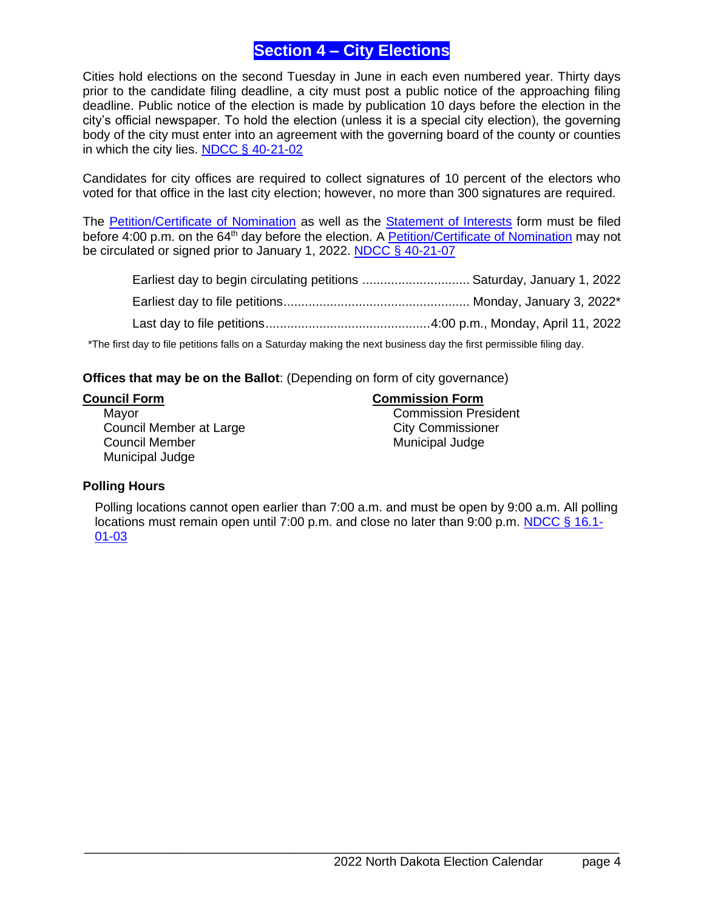# Section 4 – City Elections

Cities hold elections on the second Tuesday in June in each even numbered year. Thirty days prior to the candidate filing deadline, a city must post a public notice of the approaching filing deadline. Public notice of the election is made by publication 10 days before the election in the city's official newspaper. To hold the election (unless it is a special city election), the governing body of the city must enter into an agreement with the governing board of the county or counties in which the city lies. NDCC § 40-21-02

Candidates for city offices are required to collect signatures of 10 percent of the electors who voted for that office in the last city election; however, no more than 300 signatures are required.

The Petition/Certificate of Nomination as well as the Statement of Interests form must be filed before 4:00 p.m. on the 64th day before the election. A Petition/Certificate of Nomination may not be circulated or signed prior to January 1, 2022. NDCC § 40-21-07

Earliest day to begin circulating petitions .............................. Saturday, January 1, 2022

Earliest day to file petitions.................................................... Monday, January 3, 2022*

Last day to file petitions..............................................4:00 p.m., Monday, April 11, 2022

*The first day to file petitions falls on a Saturday making the next business day the first permissible filing day.

**Offices that may be on the Ballot**: (Depending on form of city governance)

**Council Form**

- Mayor
- Council Member at Large
- Council Member
- Municipal Judge

**Commission Form**

- Commission President
- City Commissioner
- Municipal Judge

### Polling Hours

Polling locations cannot open earlier than 7:00 a.m. and must be open by 9:00 a.m. All polling locations must remain open until 7:00 p.m. and close no later than 9:00 p.m. NDCC § 16.1-01-03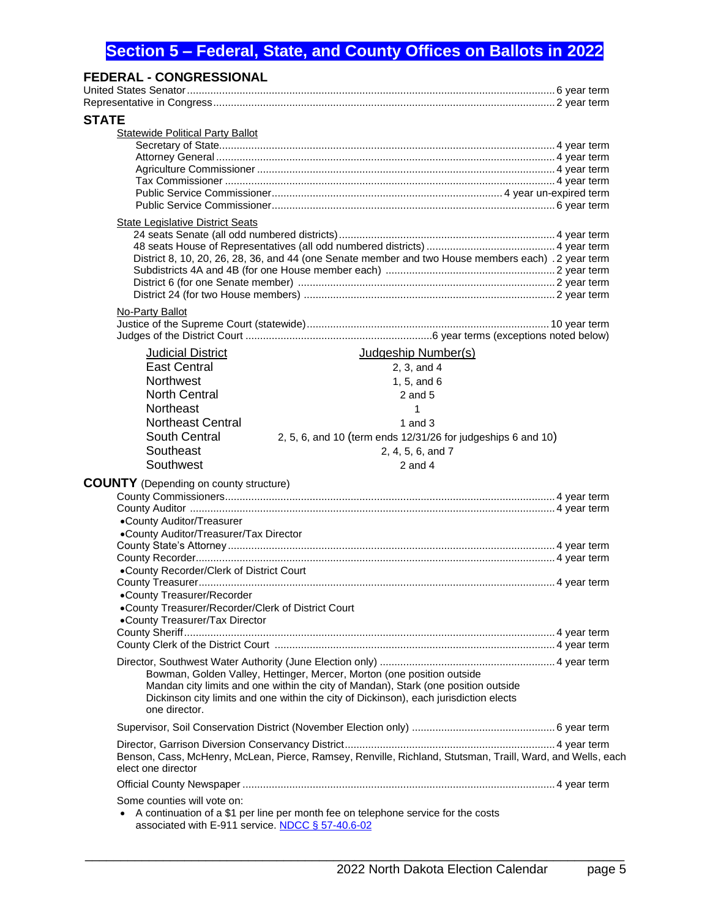# Section 5 – Federal, State, and County Offices on Ballots in 2022

## FEDERAL - CONGRESSIONAL

United States Senator ............ 6 year term
Representative in Congress ............ 2 year term

## STATE

### Statewide Political Party Ballot

Secretary of State ............ 4 year term
Attorney General ............ 4 year term
Agriculture Commissioner ............ 4 year term
Tax Commissioner ............ 4 year term
Public Service Commissioner ............ 4 year un-expired term
Public Service Commissioner ............ 6 year term

### State Legislative District Seats

24 seats Senate (all odd numbered districts) ............ 4 year term
48 seats House of Representatives (all odd numbered districts) ............ 4 year term
District 8, 10, 20, 26, 28, 36, and 44 (one Senate member and two House members each) . 2 year term
Subdistricts 4A and 4B (for one House member each) ............ 2 year term
District 6 (for one Senate member) ............ 2 year term
District 24 (for two House members) ............ 2 year term

### No-Party Ballot

Justice of the Supreme Court (statewide) ............ 10 year term
Judges of the District Court ............ 6 year terms (exceptions noted below)

| Judicial District | Judgeship Number(s) |
|---|---|
| East Central | 2, 3, and 4 |
| Northwest | 1, 5, and 6 |
| North Central | 2 and 5 |
| Northeast | 1 |
| Northeast Central | 1 and 3 |
| South Central | 2, 5, 6, and 10 (term ends 12/31/26 for judgeships 6 and 10) |
| Southeast | 2, 4, 5, 6, and 7 |
| Southwest | 2 and 4 |

## COUNTY (Depending on county structure)

County Commissioners ............ 4 year term
County Auditor ............ 4 year term
- County Auditor/Treasurer
- County Auditor/Treasurer/Tax Director

County State's Attorney ............ 4 year term
County Recorder ............ 4 year term
- County Recorder/Clerk of District Court

County Treasurer ............ 4 year term
- County Treasurer/Recorder
- County Treasurer/Recorder/Clerk of District Court
- County Treasurer/Tax Director

County Sheriff ............ 4 year term
County Clerk of the District Court ............ 4 year term

Director, Southwest Water Authority (June Election only) ............ 4 year term
Bowman, Golden Valley, Hettinger, Mercer, Morton (one position outside Mandan city limits and one within the city of Mandan), Stark (one position outside Dickinson city limits and one within the city of Dickinson), each jurisdiction elects one director.

Supervisor, Soil Conservation District (November Election only) ............ 6 year term

Director, Garrison Diversion Conservancy District ............ 4 year term
Benson, Cass, McHenry, McLean, Pierce, Ramsey, Renville, Richland, Stutsman, Traill, Ward, and Wells, each elect one director

Official County Newspaper ............ 4 year term

Some counties will vote on:

- A continuation of a $1 per line per month fee on telephone service for the costs associated with E-911 service. NDCC § 57-40.6-02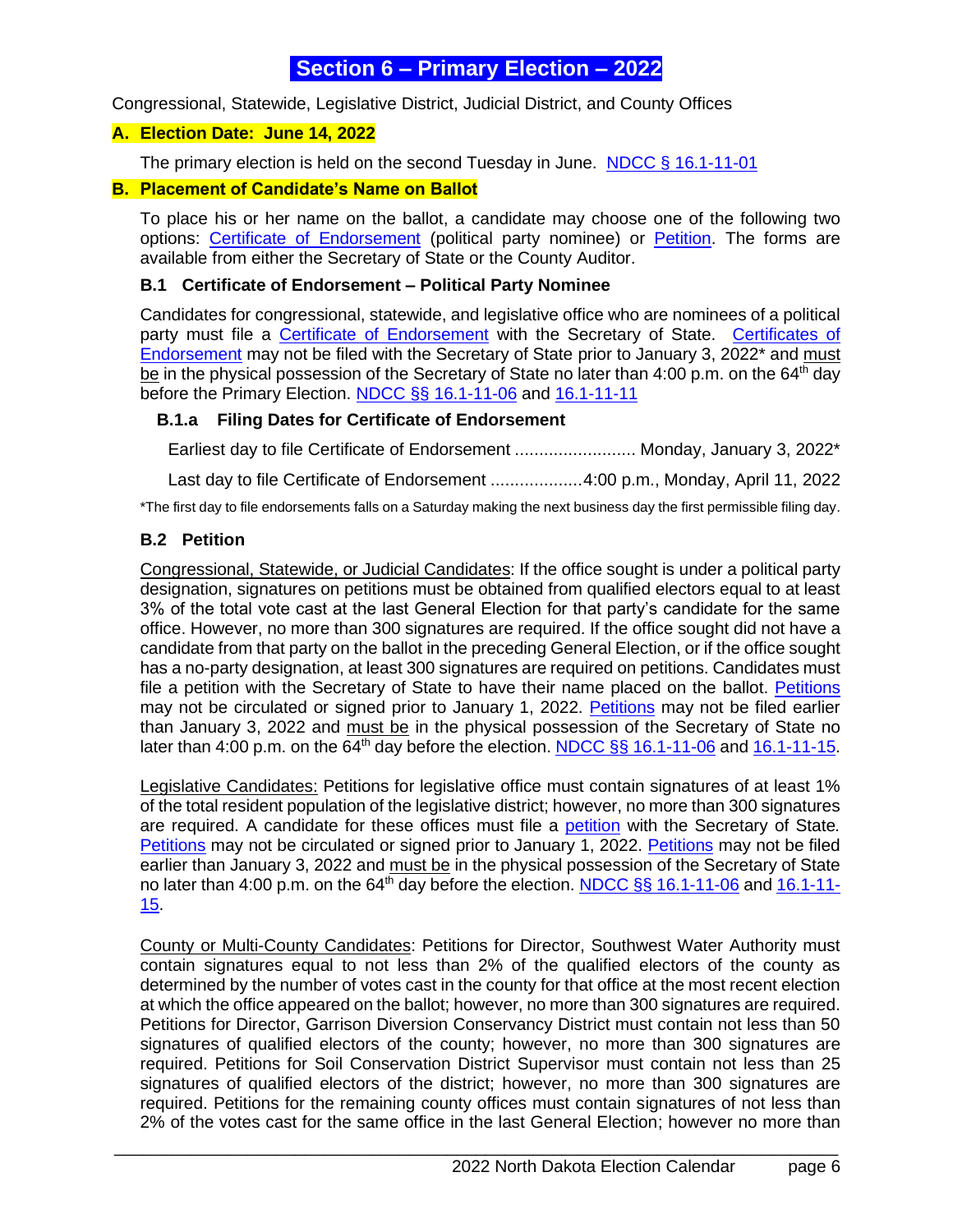# Section 6 – Primary Election – 2022

Congressional, Statewide, Legislative District, Judicial District, and County Offices

## A. Election Date: June 14, 2022

The primary election is held on the second Tuesday in June. NDCC § 16.1-11-01

## B. Placement of Candidate's Name on Ballot

To place his or her name on the ballot, a candidate may choose one of the following two options: Certificate of Endorsement (political party nominee) or Petition. The forms are available from either the Secretary of State or the County Auditor.

### B.1 Certificate of Endorsement – Political Party Nominee

Candidates for congressional, statewide, and legislative office who are nominees of a political party must file a Certificate of Endorsement with the Secretary of State. Certificates of Endorsement may not be filed with the Secretary of State prior to January 3, 2022* and must be in the physical possession of the Secretary of State no later than 4:00 p.m. on the 64th day before the Primary Election. NDCC §§ 16.1-11-06 and 16.1-11-11

#### B.1.a Filing Dates for Certificate of Endorsement

Earliest day to file Certificate of Endorsement ......................... Monday, January 3, 2022*

Last day to file Certificate of Endorsement ...................4:00 p.m., Monday, April 11, 2022

*The first day to file endorsements falls on a Saturday making the next business day the first permissible filing day.

### B.2 Petition

Congressional, Statewide, or Judicial Candidates: If the office sought is under a political party designation, signatures on petitions must be obtained from qualified electors equal to at least 3% of the total vote cast at the last General Election for that party's candidate for the same office. However, no more than 300 signatures are required. If the office sought did not have a candidate from that party on the ballot in the preceding General Election, or if the office sought has a no-party designation, at least 300 signatures are required on petitions. Candidates must file a petition with the Secretary of State to have their name placed on the ballot. Petitions may not be circulated or signed prior to January 1, 2022. Petitions may not be filed earlier than January 3, 2022 and must be in the physical possession of the Secretary of State no later than 4:00 p.m. on the 64th day before the election. NDCC §§ 16.1-11-06 and 16.1-11-15.

Legislative Candidates: Petitions for legislative office must contain signatures of at least 1% of the total resident population of the legislative district; however, no more than 300 signatures are required. A candidate for these offices must file a petition with the Secretary of State. Petitions may not be circulated or signed prior to January 1, 2022. Petitions may not be filed earlier than January 3, 2022 and must be in the physical possession of the Secretary of State no later than 4:00 p.m. on the 64th day before the election. NDCC §§ 16.1-11-06 and 16.1-11-15.

County or Multi-County Candidates: Petitions for Director, Southwest Water Authority must contain signatures equal to not less than 2% of the qualified electors of the county as determined by the number of votes cast in the county for that office at the most recent election at which the office appeared on the ballot; however, no more than 300 signatures are required. Petitions for Director, Garrison Diversion Conservancy District must contain not less than 50 signatures of qualified electors of the county; however, no more than 300 signatures are required. Petitions for Soil Conservation District Supervisor must contain not less than 25 signatures of qualified electors of the district; however, no more than 300 signatures are required. Petitions for the remaining county offices must contain signatures of not less than 2% of the votes cast for the same office in the last General Election; however no more than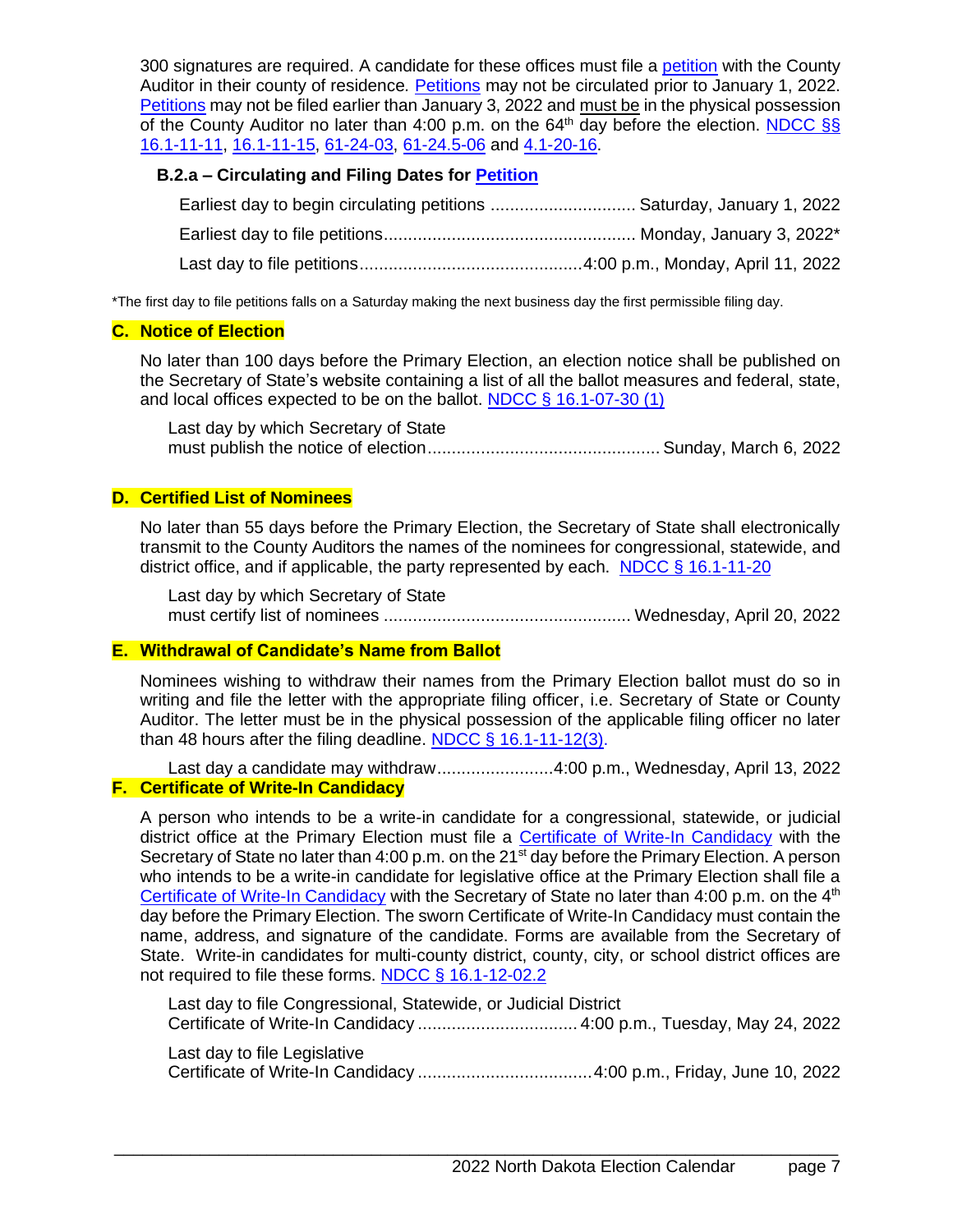300 signatures are required. A candidate for these offices must file a petition with the County Auditor in their county of residence. Petitions may not be circulated prior to January 1, 2022. Petitions may not be filed earlier than January 3, 2022 and must be in the physical possession of the County Auditor no later than 4:00 p.m. on the 64th day before the election. NDCC §§ 16.1-11-11, 16.1-11-15, 61-24-03, 61-24.5-06 and 4.1-20-16.

#### B.2.a – Circulating and Filing Dates for Petition

Earliest day to begin circulating petitions .............................. Saturday, January 1, 2022

Earliest day to file petitions.................................................... Monday, January 3, 2022*

Last day to file petitions.............................................4:00 p.m., Monday, April 11, 2022

*The first day to file petitions falls on a Saturday making the next business day the first permissible filing day.

## C. Notice of Election

No later than 100 days before the Primary Election, an election notice shall be published on the Secretary of State's website containing a list of all the ballot measures and federal, state, and local offices expected to be on the ballot. NDCC § 16.1-07-30 (1)

Last day by which Secretary of State must publish the notice of election............................................... Sunday, March 6, 2022

## D. Certified List of Nominees

No later than 55 days before the Primary Election, the Secretary of State shall electronically transmit to the County Auditors the names of the nominees for congressional, statewide, and district office, and if applicable, the party represented by each. NDCC § 16.1-11-20

Last day by which Secretary of State must certify list of nominees .................................................. Wednesday, April 20, 2022

## E. Withdrawal of Candidate's Name from Ballot

Nominees wishing to withdraw their names from the Primary Election ballot must do so in writing and file the letter with the appropriate filing officer, i.e. Secretary of State or County Auditor. The letter must be in the physical possession of the applicable filing officer no later than 48 hours after the filing deadline. NDCC § 16.1-11-12(3).

Last day a candidate may withdraw........................4:00 p.m., Wednesday, April 13, 2022

## F. Certificate of Write-In Candidacy

A person who intends to be a write-in candidate for a congressional, statewide, or judicial district office at the Primary Election must file a Certificate of Write-In Candidacy with the Secretary of State no later than 4:00 p.m. on the 21st day before the Primary Election. A person who intends to be a write-in candidate for legislative office at the Primary Election shall file a Certificate of Write-In Candidacy with the Secretary of State no later than 4:00 p.m. on the 4th day before the Primary Election. The sworn Certificate of Write-In Candidacy must contain the name, address, and signature of the candidate. Forms are available from the Secretary of State. Write-in candidates for multi-county district, county, city, or school district offices are not required to file these forms. NDCC § 16.1-12-02.2

Last day to file Congressional, Statewide, or Judicial District Certificate of Write-In Candidacy ................................. 4:00 p.m., Tuesday, May 24, 2022

Last day to file Legislative Certificate of Write-In Candidacy ....................................4:00 p.m., Friday, June 10, 2022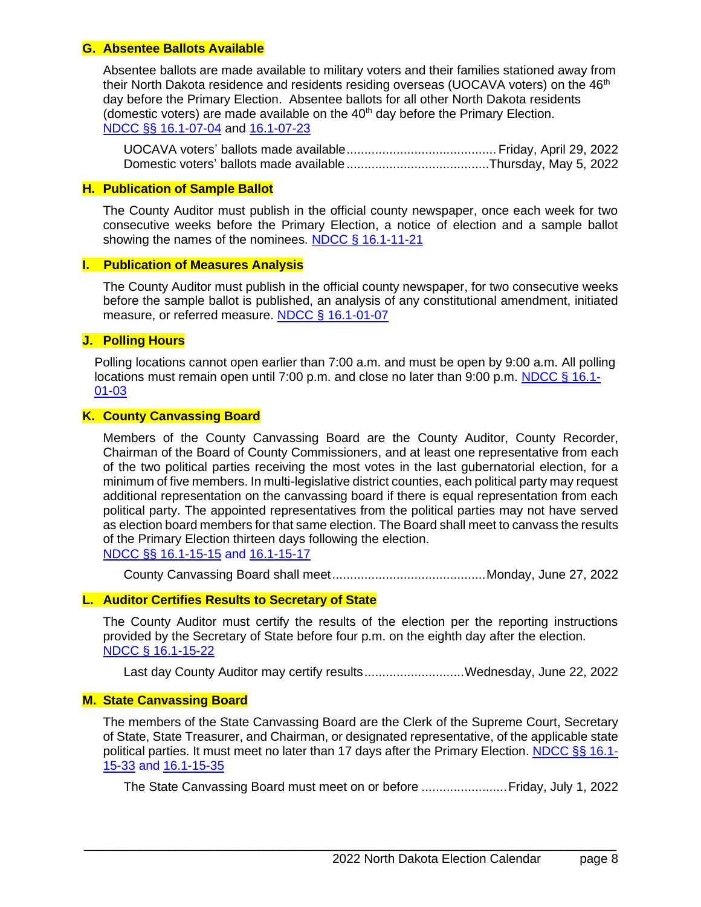### G. Absentee Ballots Available

Absentee ballots are made available to military voters and their families stationed away from their North Dakota residence and residents residing overseas (UOCAVA voters) on the 46th day before the Primary Election. Absentee ballots for all other North Dakota residents (domestic voters) are made available on the 40th day before the Primary Election. [NDCC §§ 16.1-07-04](#) and [16.1-07-23](#)

UOCAVA voters' ballots made available .......................................... Friday, April 29, 2022
Domestic voters' ballots made available ........................................ Thursday, May 5, 2022

### H. Publication of Sample Ballot

The County Auditor must publish in the official county newspaper, once each week for two consecutive weeks before the Primary Election, a notice of election and a sample ballot showing the names of the nominees. [NDCC § 16.1-11-21](#)

### I. Publication of Measures Analysis

The County Auditor must publish in the official county newspaper, for two consecutive weeks before the sample ballot is published, an analysis of any constitutional amendment, initiated measure, or referred measure. [NDCC § 16.1-01-07](#)

### J. Polling Hours

Polling locations cannot open earlier than 7:00 a.m. and must be open by 9:00 a.m. All polling locations must remain open until 7:00 p.m. and close no later than 9:00 p.m. [NDCC § 16.1-01-03](#)

### K. County Canvassing Board

Members of the County Canvassing Board are the County Auditor, County Recorder, Chairman of the Board of County Commissioners, and at least one representative from each of the two political parties receiving the most votes in the last gubernatorial election, for a minimum of five members. In multi-legislative district counties, each political party may request additional representation on the canvassing board if there is equal representation from each political party. The appointed representatives from the political parties may not have served as election board members for that same election. The Board shall meet to canvass the results of the Primary Election thirteen days following the election. [NDCC §§ 16.1-15-15](#) and [16.1-15-17](#)

County Canvassing Board shall meet ........................................... Monday, June 27, 2022

### L. Auditor Certifies Results to Secretary of State

The County Auditor must certify the results of the election per the reporting instructions provided by the Secretary of State before four p.m. on the eighth day after the election. [NDCC § 16.1-15-22](#)

Last day County Auditor may certify results ............................ Wednesday, June 22, 2022

### M. State Canvassing Board

The members of the State Canvassing Board are the Clerk of the Supreme Court, Secretary of State, State Treasurer, and Chairman, or designated representative, of the applicable state political parties. It must meet no later than 17 days after the Primary Election. [NDCC §§ 16.1-15-33](#) and [16.1-15-35](#)

The State Canvassing Board must meet on or before ........................ Friday, July 1, 2022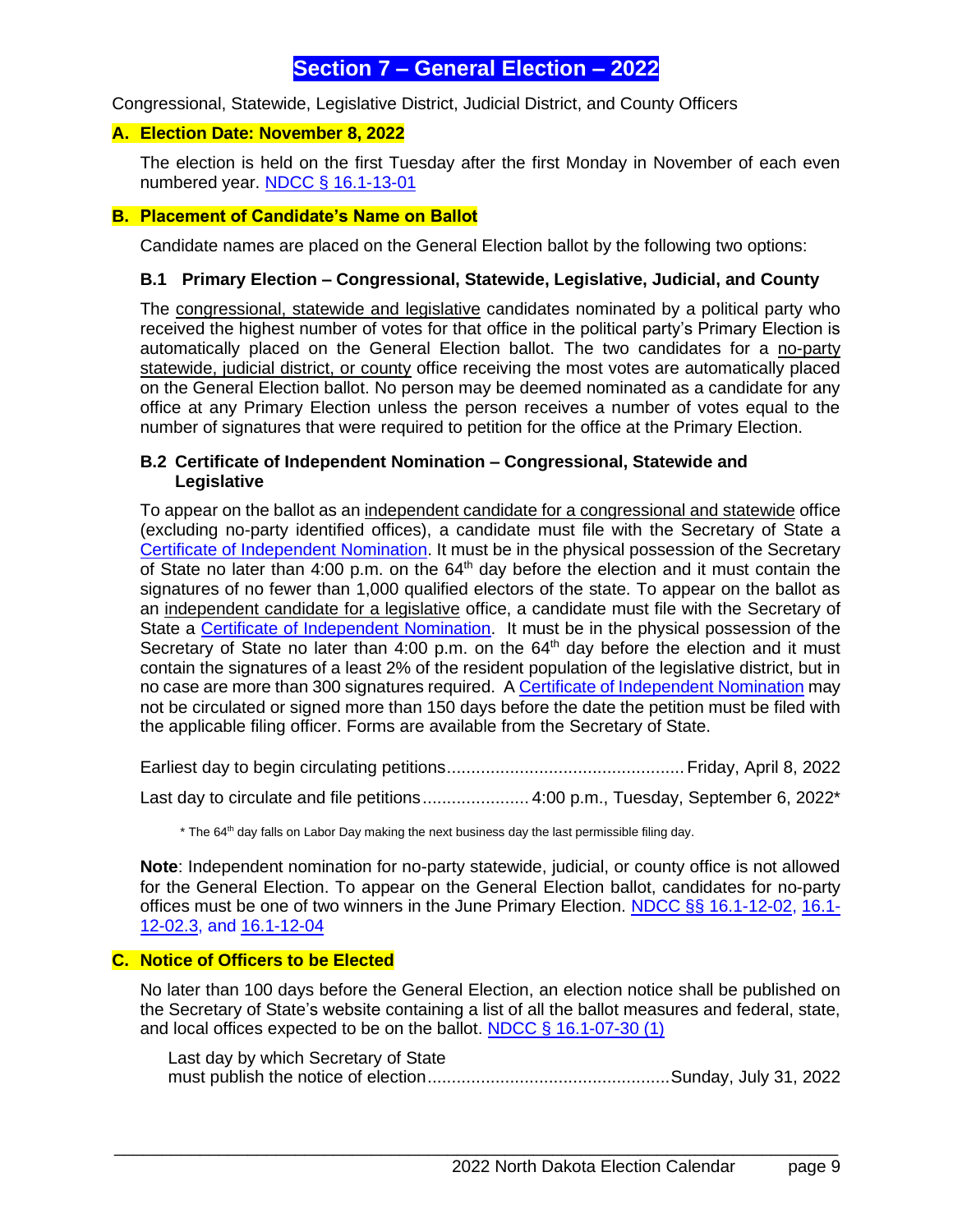# Section 7 – General Election – 2022

Congressional, Statewide, Legislative District, Judicial District, and County Officers

## A. Election Date: November 8, 2022

The election is held on the first Tuesday after the first Monday in November of each even numbered year. NDCC § 16.1-13-01

## B. Placement of Candidate's Name on Ballot

Candidate names are placed on the General Election ballot by the following two options:

### B.1 Primary Election – Congressional, Statewide, Legislative, Judicial, and County

The congressional, statewide and legislative candidates nominated by a political party who received the highest number of votes for that office in the political party's Primary Election is automatically placed on the General Election ballot. The two candidates for a no-party statewide, judicial district, or county office receiving the most votes are automatically placed on the General Election ballot. No person may be deemed nominated as a candidate for any office at any Primary Election unless the person receives a number of votes equal to the number of signatures that were required to petition for the office at the Primary Election.

### B.2 Certificate of Independent Nomination – Congressional, Statewide and Legislative

To appear on the ballot as an independent candidate for a congressional and statewide office (excluding no-party identified offices), a candidate must file with the Secretary of State a Certificate of Independent Nomination. It must be in the physical possession of the Secretary of State no later than 4:00 p.m. on the 64th day before the election and it must contain the signatures of no fewer than 1,000 qualified electors of the state. To appear on the ballot as an independent candidate for a legislative office, a candidate must file with the Secretary of State a Certificate of Independent Nomination. It must be in the physical possession of the Secretary of State no later than 4:00 p.m. on the 64th day before the election and it must contain the signatures of a least 2% of the resident population of the legislative district, but in no case are more than 300 signatures required. A Certificate of Independent Nomination may not be circulated or signed more than 150 days before the date the petition must be filed with the applicable filing officer. Forms are available from the Secretary of State.

Earliest day to begin circulating petitions................................................ Friday, April 8, 2022

Last day to circulate and file petitions..................... 4:00 p.m., Tuesday, September 6, 2022*

\* The 64th day falls on Labor Day making the next business day the last permissible filing day.

**Note**: Independent nomination for no-party statewide, judicial, or county office is not allowed for the General Election. To appear on the General Election ballot, candidates for no-party offices must be one of two winners in the June Primary Election. NDCC §§ 16.1-12-02, 16.1-12-02.3, and 16.1-12-04

## C. Notice of Officers to be Elected

No later than 100 days before the General Election, an election notice shall be published on the Secretary of State's website containing a list of all the ballot measures and federal, state, and local offices expected to be on the ballot. NDCC § 16.1-07-30 (1)

Last day by which Secretary of State must publish the notice of election................................................. Sunday, July 31, 2022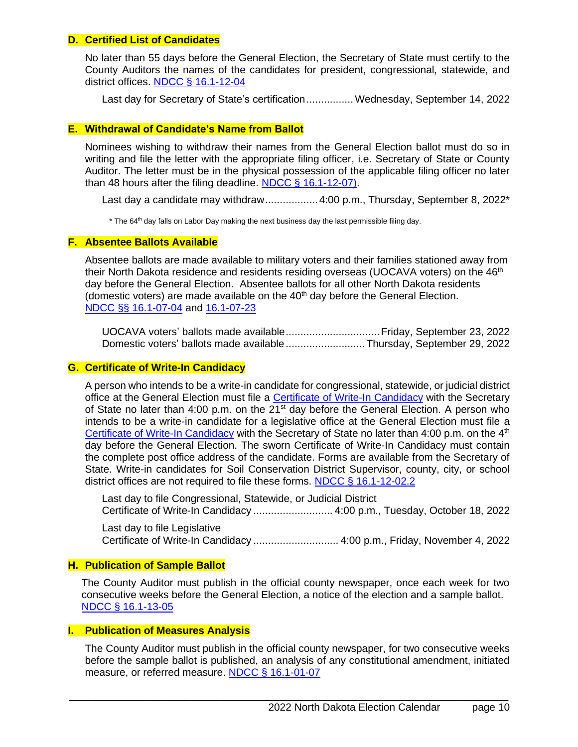### D. Certified List of Candidates

No later than 55 days before the General Election, the Secretary of State must certify to the County Auditors the names of the candidates for president, congressional, statewide, and district offices. NDCC § 16.1-12-04

Last day for Secretary of State's certification ................ Wednesday, September 14, 2022

### E. Withdrawal of Candidate's Name from Ballot

Nominees wishing to withdraw their names from the General Election ballot must do so in writing and file the letter with the appropriate filing officer, i.e. Secretary of State or County Auditor. The letter must be in the physical possession of the applicable filing officer no later than 48 hours after the filing deadline. NDCC § 16.1-12-07).

Last day a candidate may withdraw .................. 4:00 p.m., Thursday, September 8, 2022*

\* The 64th day falls on Labor Day making the next business day the last permissible filing day.

### F. Absentee Ballots Available

Absentee ballots are made available to military voters and their families stationed away from their North Dakota residence and residents residing overseas (UOCAVA voters) on the 46th day before the General Election. Absentee ballots for all other North Dakota residents (domestic voters) are made available on the 40th day before the General Election. NDCC §§ 16.1-07-04 and 16.1-07-23

UOCAVA voters' ballots made available ................................ Friday, September 23, 2022
Domestic voters' ballots made available ........................... Thursday, September 29, 2022

### G. Certificate of Write-In Candidacy

A person who intends to be a write-in candidate for congressional, statewide, or judicial district office at the General Election must file a Certificate of Write-In Candidacy with the Secretary of State no later than 4:00 p.m. on the 21st day before the General Election. A person who intends to be a write-in candidate for a legislative office at the General Election must file a Certificate of Write-In Candidacy with the Secretary of State no later than 4:00 p.m. on the 4th day before the General Election. The sworn Certificate of Write-In Candidacy must contain the complete post office address of the candidate. Forms are available from the Secretary of State. Write-in candidates for Soil Conservation District Supervisor, county, city, or school district offices are not required to file these forms. NDCC § 16.1-12-02.2

Last day to file Congressional, Statewide, or Judicial District
Certificate of Write-In Candidacy ........................... 4:00 p.m., Tuesday, October 18, 2022

Last day to file Legislative
Certificate of Write-In Candidacy ............................. 4:00 p.m., Friday, November 4, 2022

### H. Publication of Sample Ballot

The County Auditor must publish in the official county newspaper, once each week for two consecutive weeks before the General Election, a notice of the election and a sample ballot. NDCC § 16.1-13-05

### I. Publication of Measures Analysis

The County Auditor must publish in the official county newspaper, for two consecutive weeks before the sample ballot is published, an analysis of any constitutional amendment, initiated measure, or referred measure. NDCC § 16.1-01-07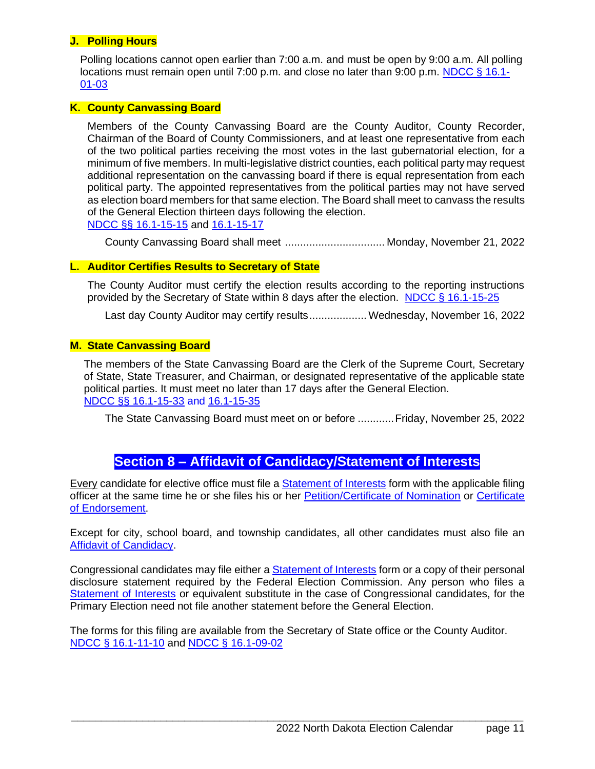### J. Polling Hours

Polling locations cannot open earlier than 7:00 a.m. and must be open by 9:00 a.m. All polling locations must remain open until 7:00 p.m. and close no later than 9:00 p.m. NDCC § 16.1-01-03

### K. County Canvassing Board

Members of the County Canvassing Board are the County Auditor, County Recorder, Chairman of the Board of County Commissioners, and at least one representative from each of the two political parties receiving the most votes in the last gubernatorial election, for a minimum of five members. In multi-legislative district counties, each political party may request additional representation on the canvassing board if there is equal representation from each political party. The appointed representatives from the political parties may not have served as election board members for that same election. The Board shall meet to canvass the results of the General Election thirteen days following the election.
NDCC §§ 16.1-15-15 and 16.1-15-17

County Canvassing Board shall meet ................................ Monday, November 21, 2022

### L. Auditor Certifies Results to Secretary of State

The County Auditor must certify the election results according to the reporting instructions provided by the Secretary of State within 8 days after the election. NDCC § 16.1-15-25

Last day County Auditor may certify results.................. Wednesday, November 16, 2022

### M. State Canvassing Board

The members of the State Canvassing Board are the Clerk of the Supreme Court, Secretary of State, State Treasurer, and Chairman, or designated representative of the applicable state political parties. It must meet no later than 17 days after the General Election.
NDCC §§ 16.1-15-33 and 16.1-15-35

The State Canvassing Board must meet on or before ............Friday, November 25, 2022

## Section 8 – Affidavit of Candidacy/Statement of Interests

Every candidate for elective office must file a Statement of Interests form with the applicable filing officer at the same time he or she files his or her Petition/Certificate of Nomination or Certificate of Endorsement.

Except for city, school board, and township candidates, all other candidates must also file an Affidavit of Candidacy.

Congressional candidates may file either a Statement of Interests form or a copy of their personal disclosure statement required by the Federal Election Commission. Any person who files a Statement of Interests or equivalent substitute in the case of Congressional candidates, for the Primary Election need not file another statement before the General Election.

The forms for this filing are available from the Secretary of State office or the County Auditor.
NDCC § 16.1-11-10 and NDCC § 16.1-09-02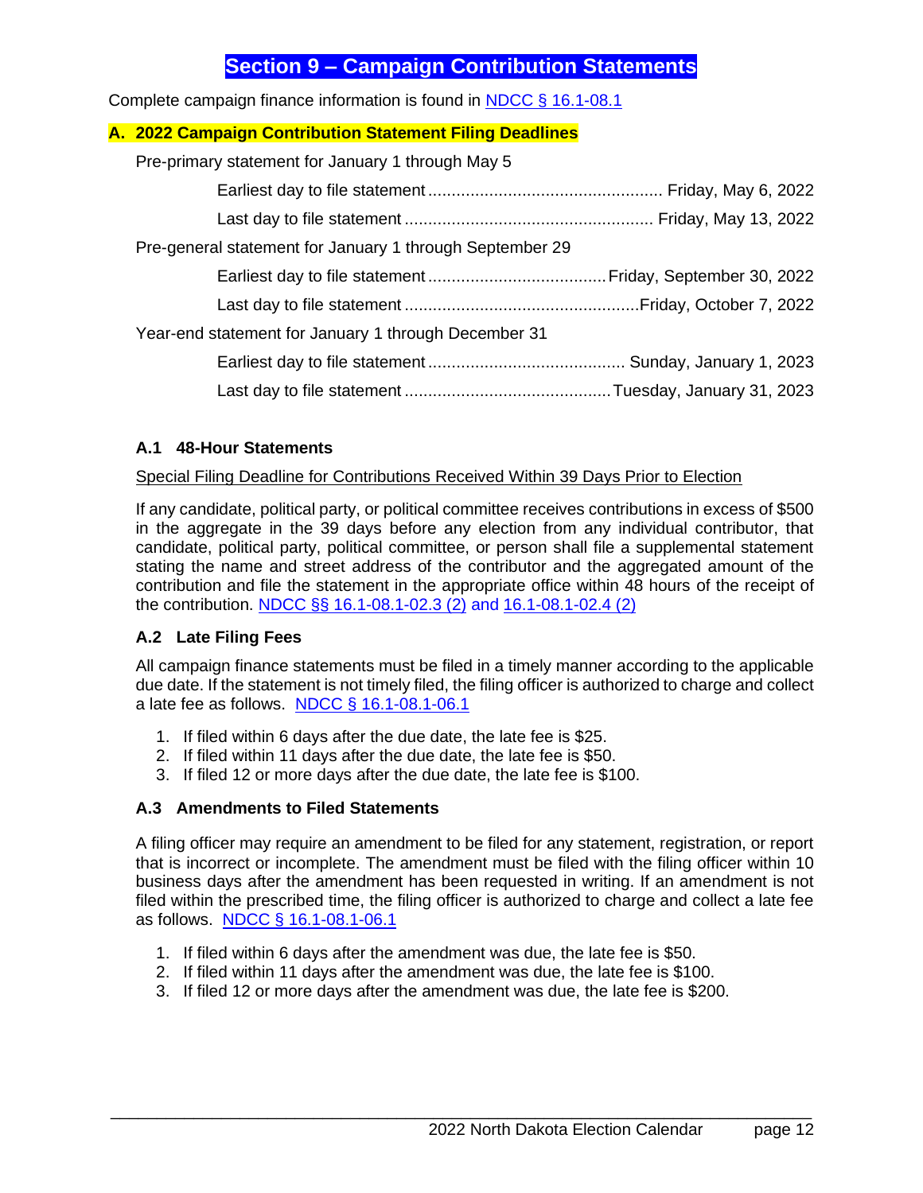# Section 9 – Campaign Contribution Statements

Complete campaign finance information is found in NDCC § 16.1-08.1

## A. 2022 Campaign Contribution Statement Filing Deadlines

Pre-primary statement for January 1 through May 5

- Earliest day to file statement .................................................. Friday, May 6, 2022
- Last day to file statement ..................................................... Friday, May 13, 2022

Pre-general statement for January 1 through September 29

- Earliest day to file statement ...................................... Friday, September 30, 2022
- Last day to file statement .................................................. Friday, October 7, 2022

Year-end statement for January 1 through December 31

- Earliest day to file statement .......................................... Sunday, January 1, 2023
- Last day to file statement ............................................ Tuesday, January 31, 2023

### A.1 48-Hour Statements

Special Filing Deadline for Contributions Received Within 39 Days Prior to Election

If any candidate, political party, or political committee receives contributions in excess of $500 in the aggregate in the 39 days before any election from any individual contributor, that candidate, political party, political committee, or person shall file a supplemental statement stating the name and street address of the contributor and the aggregated amount of the contribution and file the statement in the appropriate office within 48 hours of the receipt of the contribution. NDCC §§ 16.1-08.1-02.3 (2) and 16.1-08.1-02.4 (2)

### A.2 Late Filing Fees

All campaign finance statements must be filed in a timely manner according to the applicable due date. If the statement is not timely filed, the filing officer is authorized to charge and collect a late fee as follows. NDCC § 16.1-08.1-06.1

1. If filed within 6 days after the due date, the late fee is $25.
2. If filed within 11 days after the due date, the late fee is $50.
3. If filed 12 or more days after the due date, the late fee is $100.

### A.3 Amendments to Filed Statements

A filing officer may require an amendment to be filed for any statement, registration, or report that is incorrect or incomplete. The amendment must be filed with the filing officer within 10 business days after the amendment has been requested in writing. If an amendment is not filed within the prescribed time, the filing officer is authorized to charge and collect a late fee as follows. NDCC § 16.1-08.1-06.1

1. If filed within 6 days after the amendment was due, the late fee is $50.
2. If filed within 11 days after the amendment was due, the late fee is $100.
3. If filed 12 or more days after the amendment was due, the late fee is $200.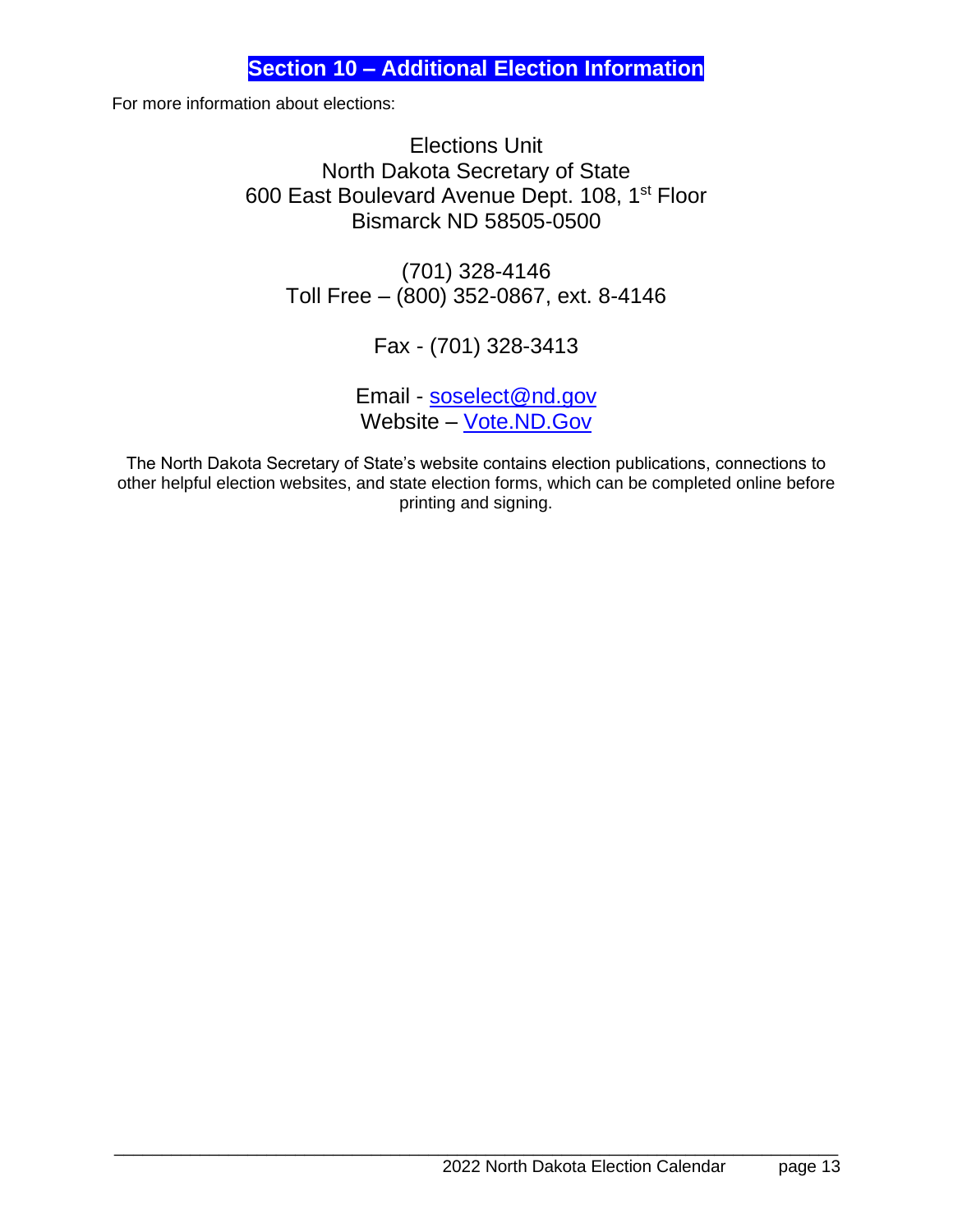# Section 10 – Additional Election Information

For more information about elections:

Elections Unit
North Dakota Secretary of State
600 East Boulevard Avenue Dept. 108, 1st Floor
Bismarck ND 58505-0500

(701) 328-4146
Toll Free – (800) 352-0867, ext. 8-4146

Fax - (701) 328-3413

Email - soselect@nd.gov
Website – Vote.ND.Gov

The North Dakota Secretary of State's website contains election publications, connections to other helpful election websites, and state election forms, which can be completed online before printing and signing.